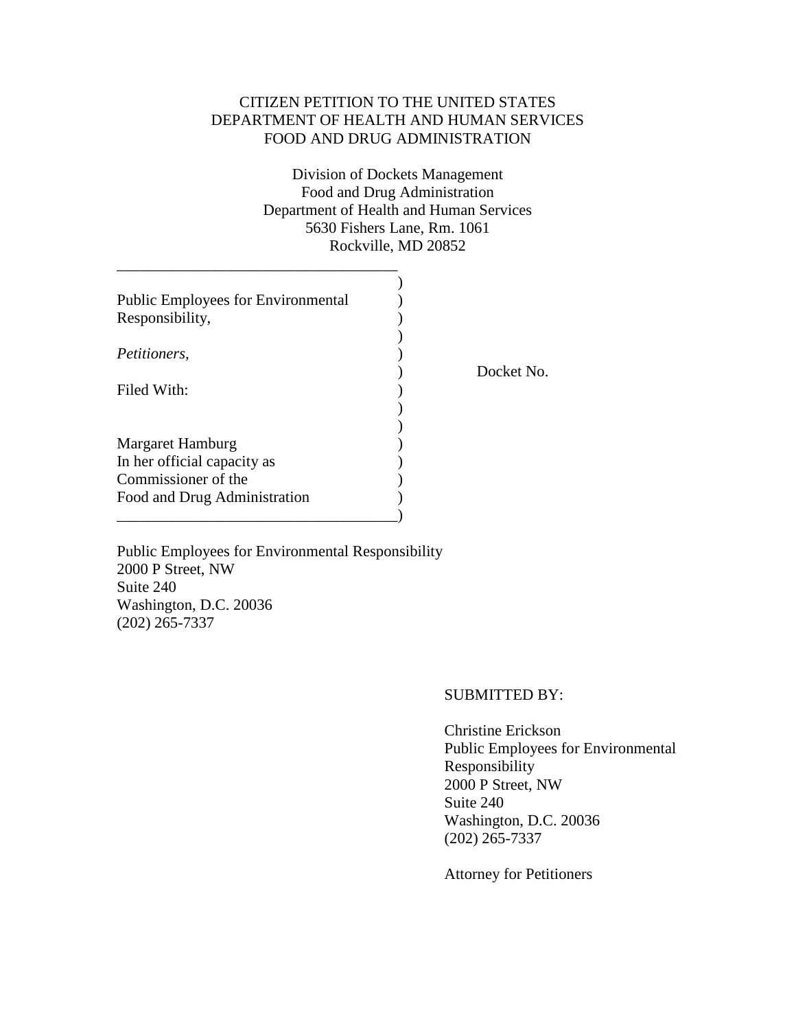CITIZEN PETITION TO THE UNITED STATES
DEPARTMENT OF HEALTH AND HUMAN SERVICES
FOOD AND DRUG ADMINISTRATION

Division of Dockets Management
Food and Drug Administration
Department of Health and Human Services
5630 Fishers Lane, Rm. 1061
Rockville, MD 20852

Public Employees for Environmental Responsibility,

*Petitioners,*

Filed With:

Margaret Hamburg
In her official capacity as
Commissioner of the
Food and Drug Administration

Docket No.

Public Employees for Environmental Responsibility
2000 P Street, NW
Suite 240
Washington, D.C. 20036
(202) 265-7337

SUBMITTED BY:

Christine Erickson
Public Employees for Environmental Responsibility
2000 P Street, NW
Suite 240
Washington, D.C. 20036
(202) 265-7337

Attorney for Petitioners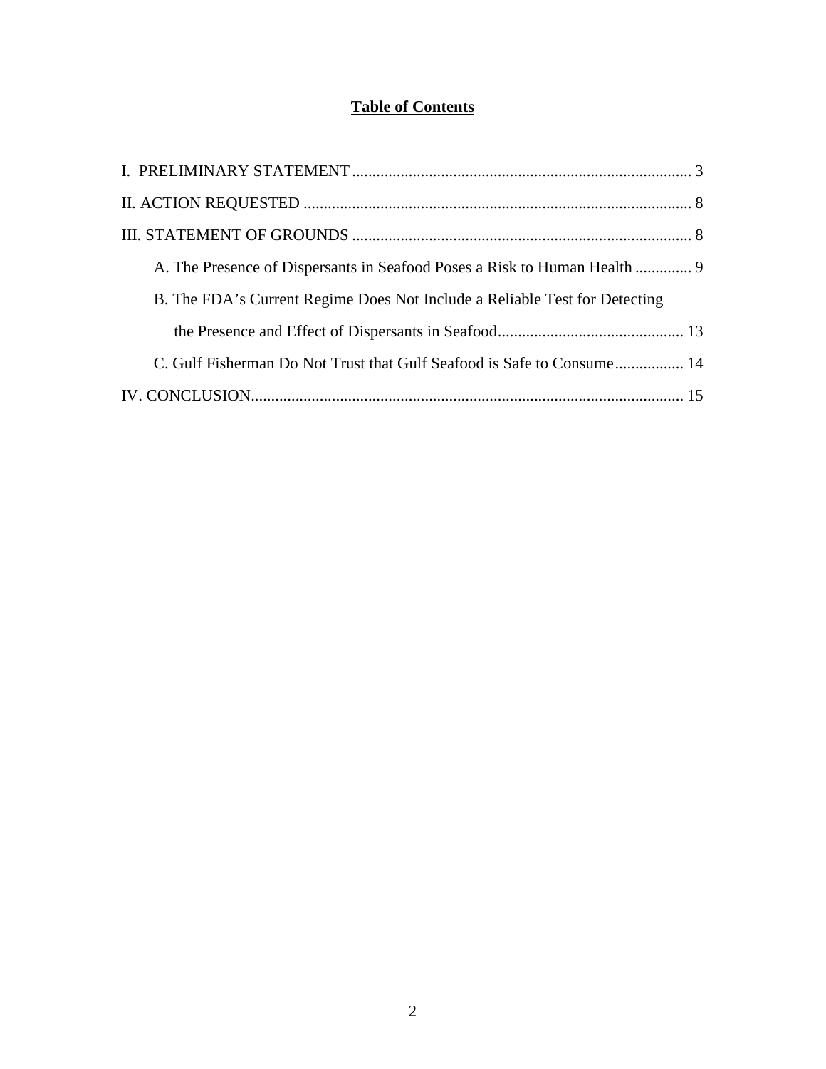# **Table of Contents**

I. PRELIMINARY STATEMENT .................................................................................... 3

II. ACTION REQUESTED ................................................................................................ 8

III. STATEMENT OF GROUNDS .................................................................................... 8

- A. The Presence of Dispersants in Seafood Poses a Risk to Human Health .............. 9
- B. The FDA's Current Regime Does Not Include a Reliable Test for Detecting the Presence and Effect of Dispersants in Seafood.............................................. 13
- C. Gulf Fisherman Do Not Trust that Gulf Seafood is Safe to Consume................. 14

IV. CONCLUSION........................................................................................................... 15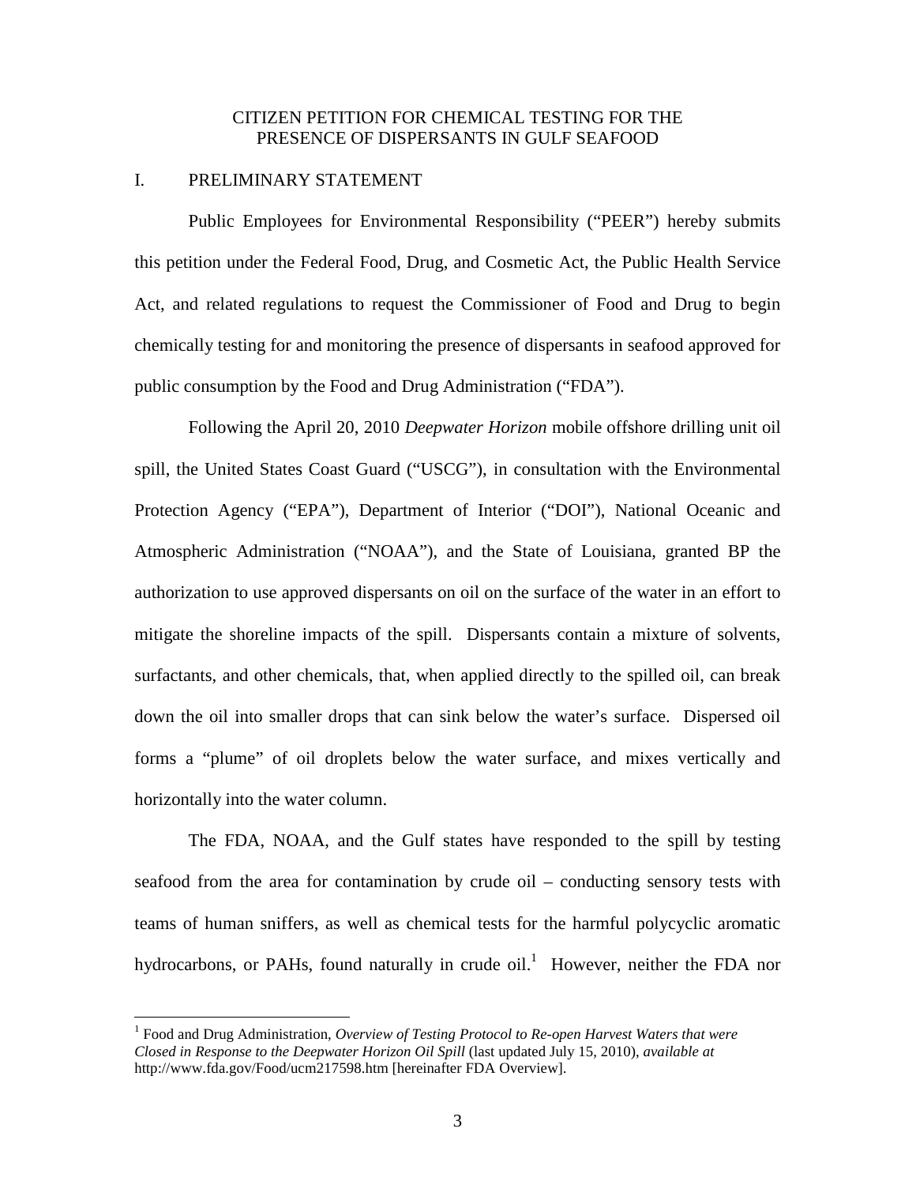# CITIZEN PETITION FOR CHEMICAL TESTING FOR THE PRESENCE OF DISPERSANTS IN GULF SEAFOOD

## I. PRELIMINARY STATEMENT

Public Employees for Environmental Responsibility ("PEER") hereby submits this petition under the Federal Food, Drug, and Cosmetic Act, the Public Health Service Act, and related regulations to request the Commissioner of Food and Drug to begin chemically testing for and monitoring the presence of dispersants in seafood approved for public consumption by the Food and Drug Administration ("FDA").

Following the April 20, 2010 *Deepwater Horizon* mobile offshore drilling unit oil spill, the United States Coast Guard ("USCG"), in consultation with the Environmental Protection Agency ("EPA"), Department of Interior ("DOI"), National Oceanic and Atmospheric Administration ("NOAA"), and the State of Louisiana, granted BP the authorization to use approved dispersants on oil on the surface of the water in an effort to mitigate the shoreline impacts of the spill. Dispersants contain a mixture of solvents, surfactants, and other chemicals, that, when applied directly to the spilled oil, can break down the oil into smaller drops that can sink below the water's surface. Dispersed oil forms a "plume" of oil droplets below the water surface, and mixes vertically and horizontally into the water column.

The FDA, NOAA, and the Gulf states have responded to the spill by testing seafood from the area for contamination by crude oil – conducting sensory tests with teams of human sniffers, as well as chemical tests for the harmful polycyclic aromatic hydrocarbons, or PAHs, found naturally in crude oil.[1] However, neither the FDA nor

[1] Food and Drug Administration, *Overview of Testing Protocol to Re-open Harvest Waters that were Closed in Response to the Deepwater Horizon Oil Spill* (last updated July 15, 2010), *available at* http://www.fda.gov/Food/ucm217598.htm [hereinafter FDA Overview].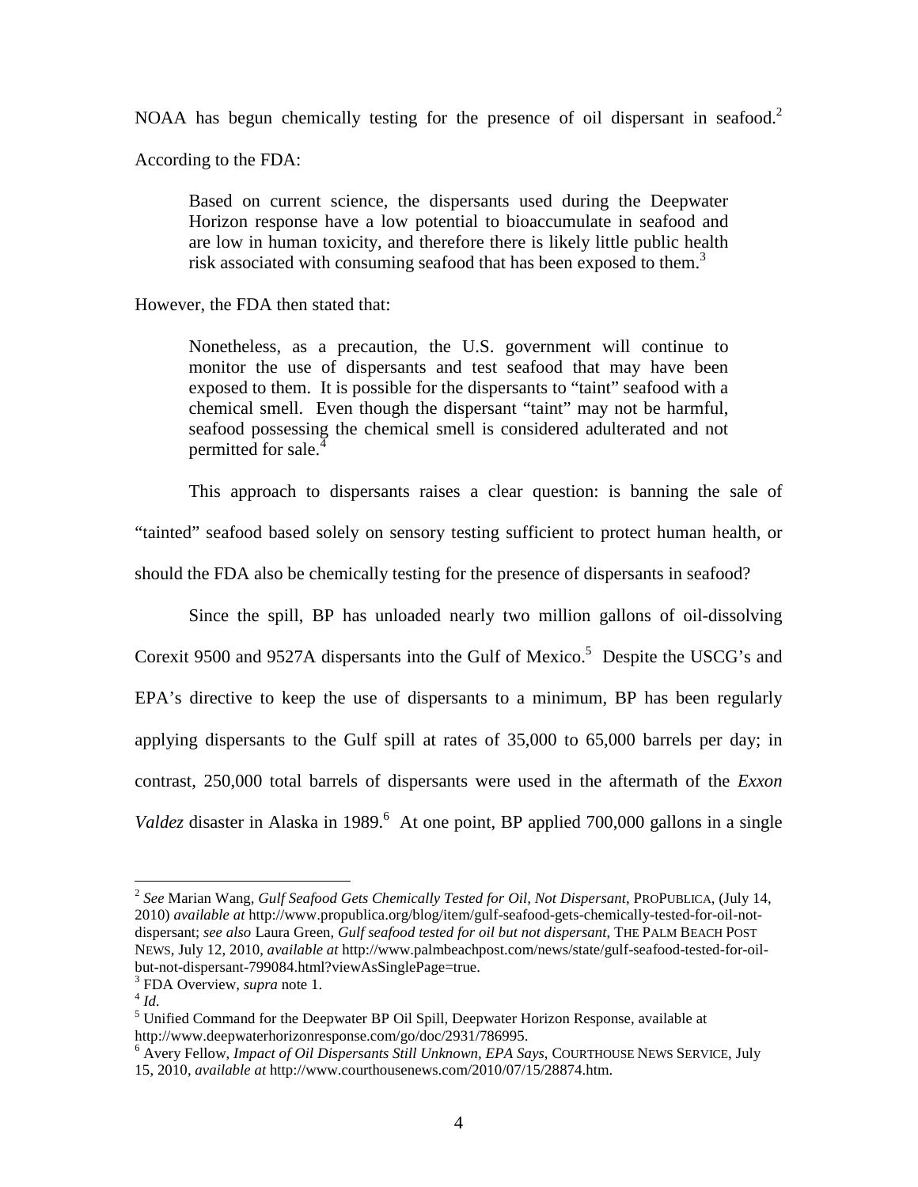NOAA has begun chemically testing for the presence of oil dispersant in seafood.[2] According to the FDA:

> Based on current science, the dispersants used during the Deepwater Horizon response have a low potential to bioaccumulate in seafood and are low in human toxicity, and therefore there is likely little public health risk associated with consuming seafood that has been exposed to them.[3]

However, the FDA then stated that:

> Nonetheless, as a precaution, the U.S. government will continue to monitor the use of dispersants and test seafood that may have been exposed to them. It is possible for the dispersants to "taint" seafood with a chemical smell. Even though the dispersant "taint" may not be harmful, seafood possessing the chemical smell is considered adulterated and not permitted for sale.[4]

This approach to dispersants raises a clear question: is banning the sale of "tainted" seafood based solely on sensory testing sufficient to protect human health, or should the FDA also be chemically testing for the presence of dispersants in seafood?

Since the spill, BP has unloaded nearly two million gallons of oil-dissolving Corexit 9500 and 9527A dispersants into the Gulf of Mexico.[5] Despite the USCG's and EPA's directive to keep the use of dispersants to a minimum, BP has been regularly applying dispersants to the Gulf spill at rates of 35,000 to 65,000 barrels per day; in contrast, 250,000 total barrels of dispersants were used in the aftermath of the *Exxon Valdez* disaster in Alaska in 1989.[6] At one point, BP applied 700,000 gallons in a single

---

[2] *See* Marian Wang, *Gulf Seafood Gets Chemically Tested for Oil, Not Dispersant*, PROPUBLICA, (July 14, 2010) *available at* http://www.propublica.org/blog/item/gulf-seafood-gets-chemically-tested-for-oil-not-dispersant; *see also* Laura Green, *Gulf seafood tested for oil but not dispersant*, THE PALM BEACH POST NEWS, July 12, 2010, *available at* http://www.palmbeachpost.com/news/state/gulf-seafood-tested-for-oil-but-not-dispersant-799084.html?viewAsSinglePage=true.

[3] FDA Overview, *supra* note 1.

[4] *Id.*

[5] Unified Command for the Deepwater BP Oil Spill, Deepwater Horizon Response, available at http://www.deepwaterhorizonresponse.com/go/doc/2931/786995.

[6] Avery Fellow, *Impact of Oil Dispersants Still Unknown, EPA Says*, COURTHOUSE NEWS SERVICE, July 15, 2010, *available at* http://www.courthousenews.com/2010/07/15/28874.htm.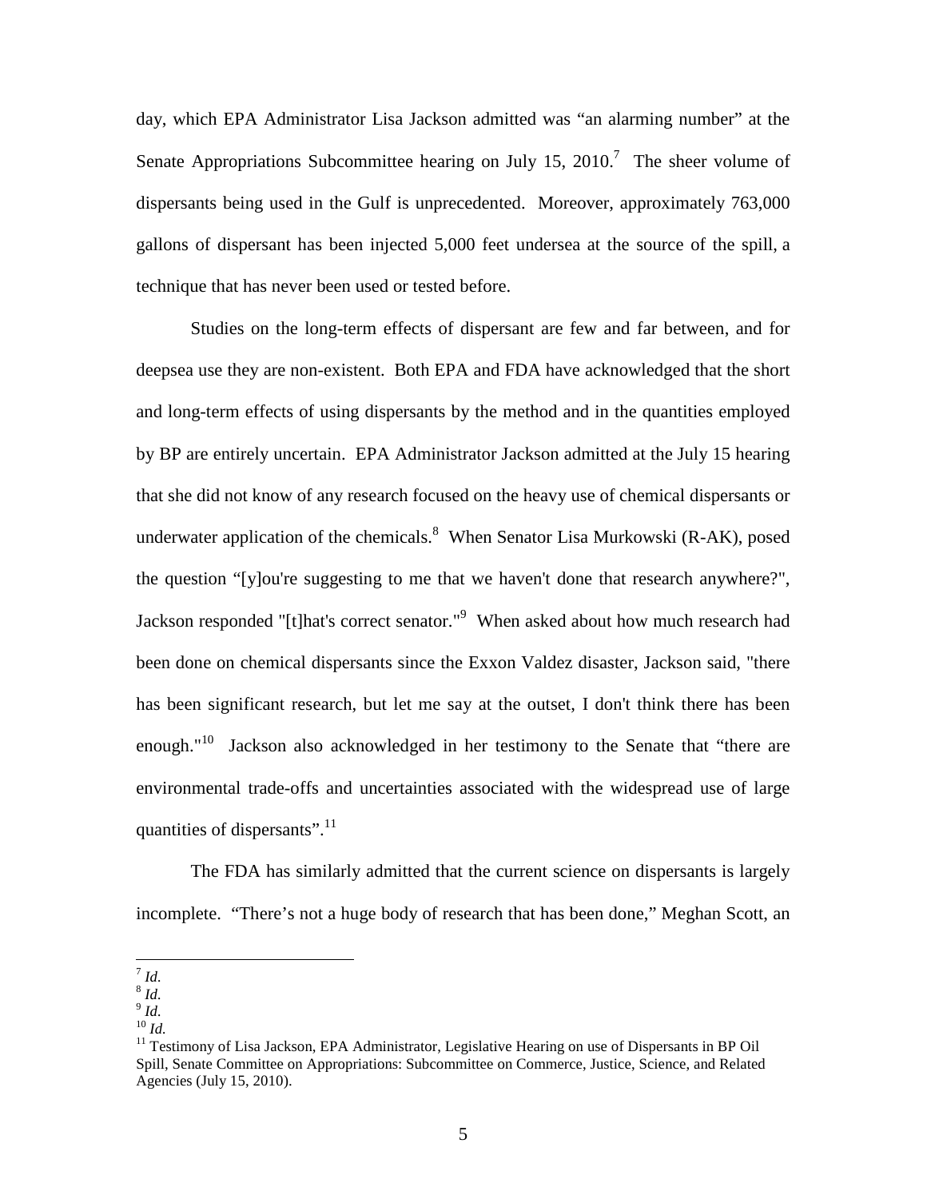day, which EPA Administrator Lisa Jackson admitted was "an alarming number" at the Senate Appropriations Subcommittee hearing on July 15, 2010.[7] The sheer volume of dispersants being used in the Gulf is unprecedented. Moreover, approximately 763,000 gallons of dispersant has been injected 5,000 feet undersea at the source of the spill, a technique that has never been used or tested before.

Studies on the long-term effects of dispersant are few and far between, and for deepsea use they are non-existent. Both EPA and FDA have acknowledged that the short and long-term effects of using dispersants by the method and in the quantities employed by BP are entirely uncertain. EPA Administrator Jackson admitted at the July 15 hearing that she did not know of any research focused on the heavy use of chemical dispersants or underwater application of the chemicals.[8] When Senator Lisa Murkowski (R-AK), posed the question "[y]ou're suggesting to me that we haven't done that research anywhere?", Jackson responded "[t]hat's correct senator."[9] When asked about how much research had been done on chemical dispersants since the Exxon Valdez disaster, Jackson said, "there has been significant research, but let me say at the outset, I don't think there has been enough."[10] Jackson also acknowledged in her testimony to the Senate that "there are environmental trade-offs and uncertainties associated with the widespread use of large quantities of dispersants".[11]

The FDA has similarly admitted that the current science on dispersants is largely incomplete. "There's not a huge body of research that has been done," Meghan Scott, an

---

[7] *Id.*

[8] *Id.*

[9] *Id.*

[10] *Id.*

[11] Testimony of Lisa Jackson, EPA Administrator, Legislative Hearing on use of Dispersants in BP Oil Spill, Senate Committee on Appropriations: Subcommittee on Commerce, Justice, Science, and Related Agencies (July 15, 2010).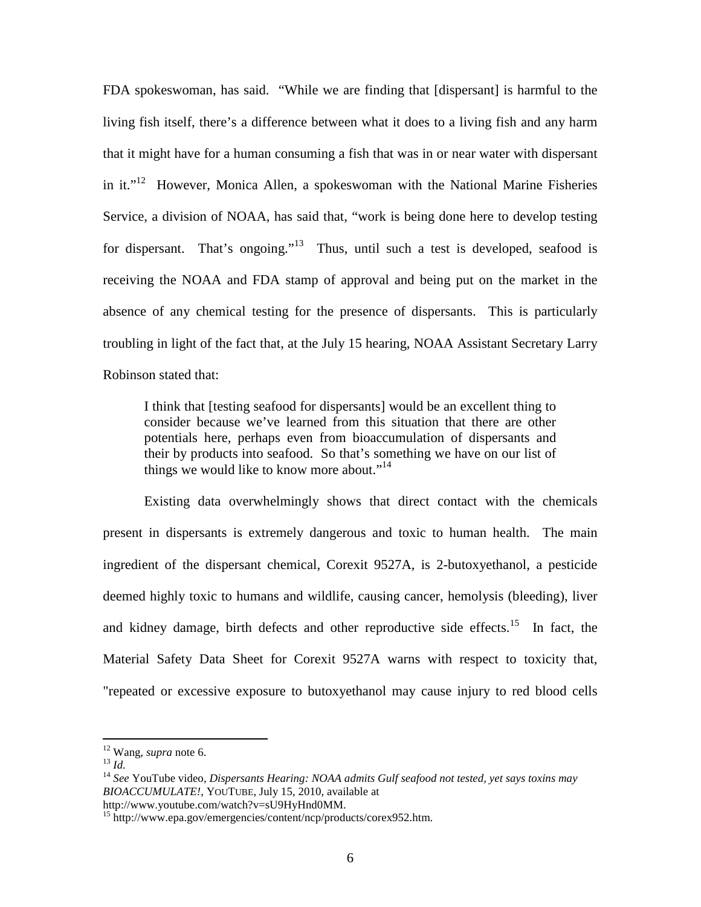FDA spokeswoman, has said. "While we are finding that [dispersant] is harmful to the living fish itself, there's a difference between what it does to a living fish and any harm that it might have for a human consuming a fish that was in or near water with dispersant in it."[12] However, Monica Allen, a spokeswoman with the National Marine Fisheries Service, a division of NOAA, has said that, "work is being done here to develop testing for dispersant. That's ongoing."[13] Thus, until such a test is developed, seafood is receiving the NOAA and FDA stamp of approval and being put on the market in the absence of any chemical testing for the presence of dispersants. This is particularly troubling in light of the fact that, at the July 15 hearing, NOAA Assistant Secretary Larry Robinson stated that:

> I think that [testing seafood for dispersants] would be an excellent thing to consider because we've learned from this situation that there are other potentials here, perhaps even from bioaccumulation of dispersants and their by products into seafood. So that's something we have on our list of things we would like to know more about."[14]

Existing data overwhelmingly shows that direct contact with the chemicals present in dispersants is extremely dangerous and toxic to human health. The main ingredient of the dispersant chemical, Corexit 9527A, is 2-butoxyethanol, a pesticide deemed highly toxic to humans and wildlife, causing cancer, hemolysis (bleeding), liver and kidney damage, birth defects and other reproductive side effects.[15] In fact, the Material Safety Data Sheet for Corexit 9527A warns with respect to toxicity that, "repeated or excessive exposure to butoxyethanol may cause injury to red blood cells

---

[12] Wang, *supra* note 6.

[13] *Id.*

[14] *See* YouTube video, *Dispersants Hearing: NOAA admits Gulf seafood not tested, yet says toxins may BIOACCUMULATE!*, YOUTUBE, July 15, 2010, available at http://www.youtube.com/watch?v=sU9HyHnd0MM.

[15] http://www.epa.gov/emergencies/content/ncp/products/corex952.htm.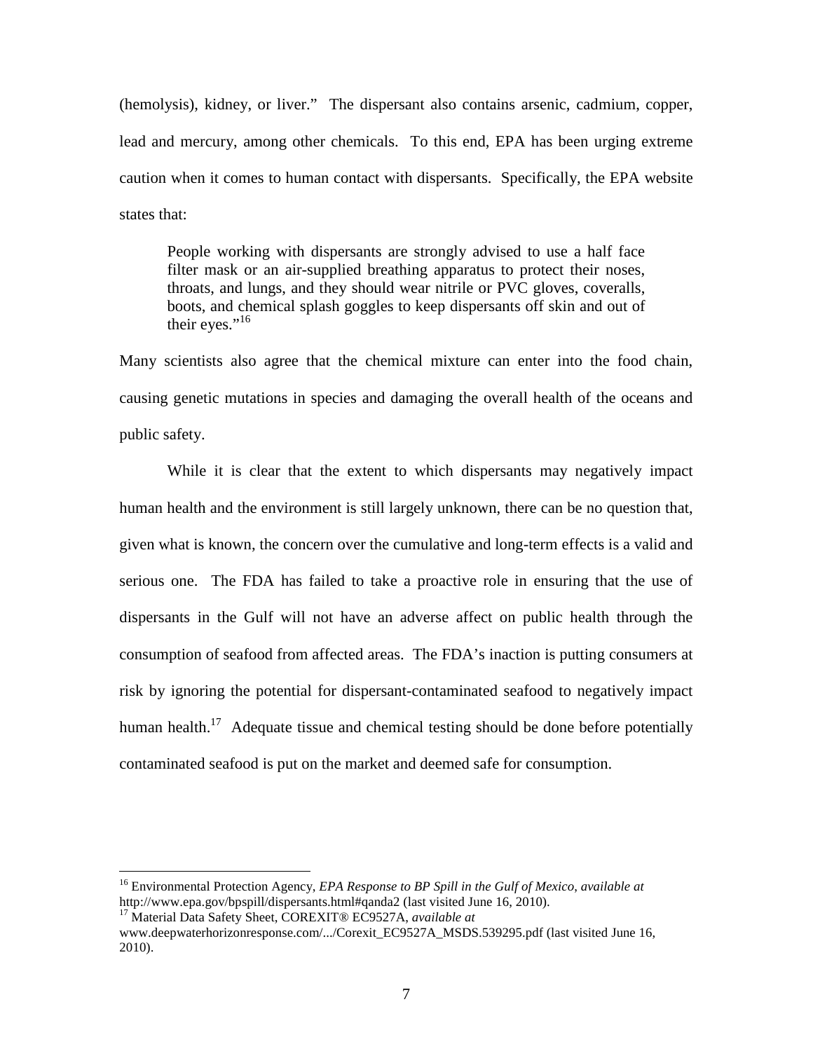(hemolysis), kidney, or liver." The dispersant also contains arsenic, cadmium, copper, lead and mercury, among other chemicals. To this end, EPA has been urging extreme caution when it comes to human contact with dispersants. Specifically, the EPA website states that:

> People working with dispersants are strongly advised to use a half face filter mask or an air-supplied breathing apparatus to protect their noses, throats, and lungs, and they should wear nitrile or PVC gloves, coveralls, boots, and chemical splash goggles to keep dispersants off skin and out of their eyes."[16]

Many scientists also agree that the chemical mixture can enter into the food chain, causing genetic mutations in species and damaging the overall health of the oceans and public safety.

While it is clear that the extent to which dispersants may negatively impact human health and the environment is still largely unknown, there can be no question that, given what is known, the concern over the cumulative and long-term effects is a valid and serious one. The FDA has failed to take a proactive role in ensuring that the use of dispersants in the Gulf will not have an adverse affect on public health through the consumption of seafood from affected areas. The FDA's inaction is putting consumers at risk by ignoring the potential for dispersant-contaminated seafood to negatively impact human health.[17] Adequate tissue and chemical testing should be done before potentially contaminated seafood is put on the market and deemed safe for consumption.

---

[16] Environmental Protection Agency, *EPA Response to BP Spill in the Gulf of Mexico*, *available at* http://www.epa.gov/bpspill/dispersants.html#qanda2 (last visited June 16, 2010).

[17] Material Data Safety Sheet, COREXIT® EC9527A, *available at* www.deepwaterhorizonresponse.com/.../Corexit_EC9527A_MSDS.539295.pdf (last visited June 16, 2010).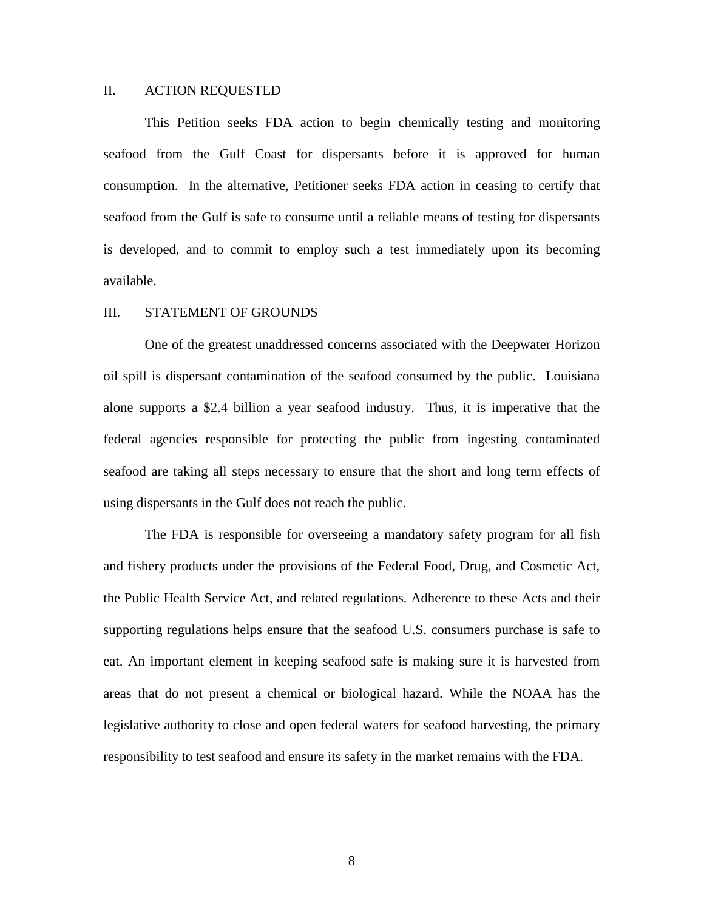## II. ACTION REQUESTED

This Petition seeks FDA action to begin chemically testing and monitoring seafood from the Gulf Coast for dispersants before it is approved for human consumption. In the alternative, Petitioner seeks FDA action in ceasing to certify that seafood from the Gulf is safe to consume until a reliable means of testing for dispersants is developed, and to commit to employ such a test immediately upon its becoming available.

## III. STATEMENT OF GROUNDS

One of the greatest unaddressed concerns associated with the Deepwater Horizon oil spill is dispersant contamination of the seafood consumed by the public. Louisiana alone supports a $2.4 billion a year seafood industry. Thus, it is imperative that the federal agencies responsible for protecting the public from ingesting contaminated seafood are taking all steps necessary to ensure that the short and long term effects of using dispersants in the Gulf does not reach the public.

The FDA is responsible for overseeing a mandatory safety program for all fish and fishery products under the provisions of the Federal Food, Drug, and Cosmetic Act, the Public Health Service Act, and related regulations. Adherence to these Acts and their supporting regulations helps ensure that the seafood U.S. consumers purchase is safe to eat. An important element in keeping seafood safe is making sure it is harvested from areas that do not present a chemical or biological hazard. While the NOAA has the legislative authority to close and open federal waters for seafood harvesting, the primary responsibility to test seafood and ensure its safety in the market remains with the FDA.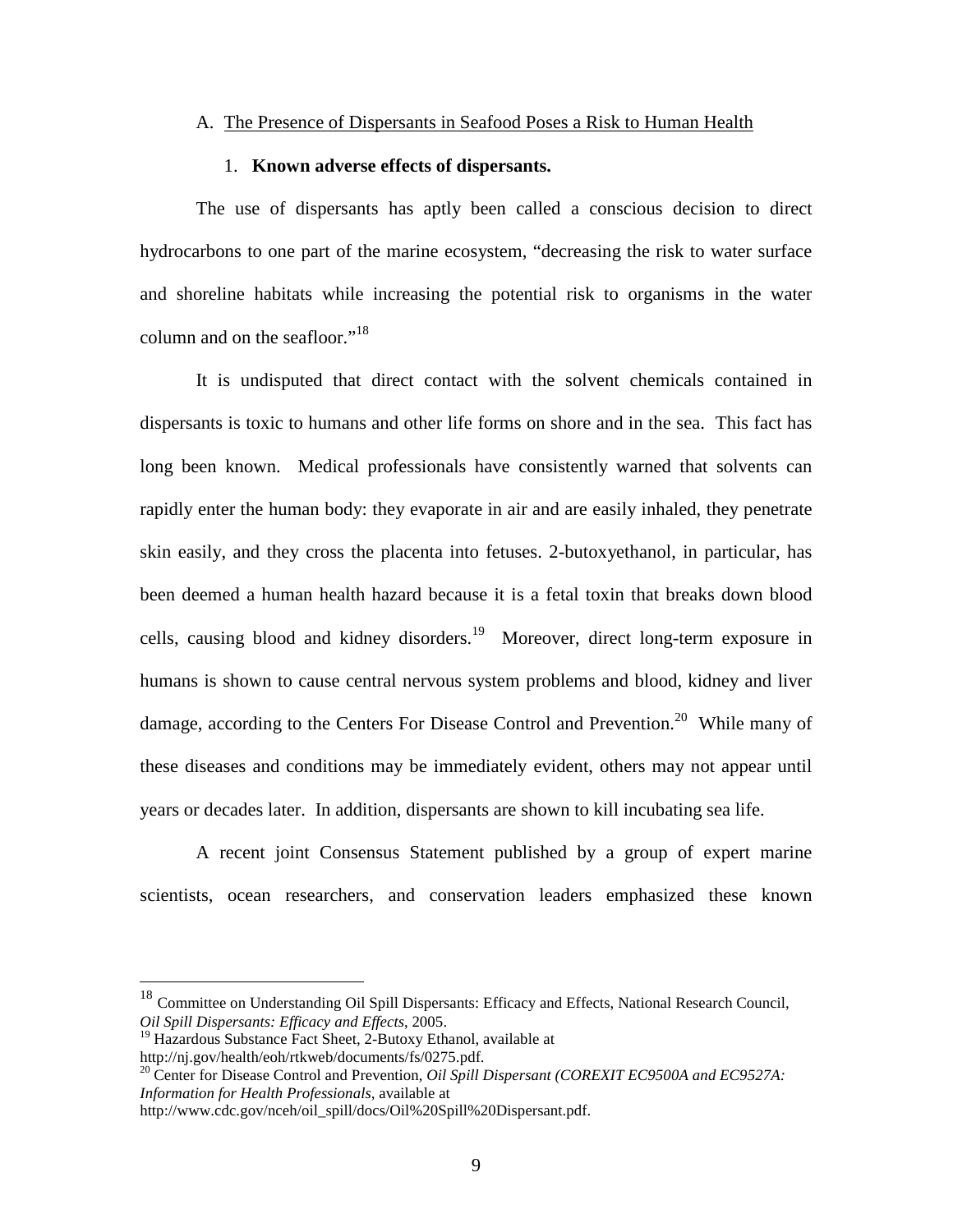A. The Presence of Dispersants in Seafood Poses a Risk to Human Health

1. **Known adverse effects of dispersants.**

The use of dispersants has aptly been called a conscious decision to direct hydrocarbons to one part of the marine ecosystem, "decreasing the risk to water surface and shoreline habitats while increasing the potential risk to organisms in the water column and on the seafloor."[18]

It is undisputed that direct contact with the solvent chemicals contained in dispersants is toxic to humans and other life forms on shore and in the sea. This fact has long been known. Medical professionals have consistently warned that solvents can rapidly enter the human body: they evaporate in air and are easily inhaled, they penetrate skin easily, and they cross the placenta into fetuses. 2-butoxyethanol, in particular, has been deemed a human health hazard because it is a fetal toxin that breaks down blood cells, causing blood and kidney disorders.[19] Moreover, direct long-term exposure in humans is shown to cause central nervous system problems and blood, kidney and liver damage, according to the Centers For Disease Control and Prevention.[20] While many of these diseases and conditions may be immediately evident, others may not appear until years or decades later. In addition, dispersants are shown to kill incubating sea life.

A recent joint Consensus Statement published by a group of expert marine scientists, ocean researchers, and conservation leaders emphasized these known

---

[18] Committee on Understanding Oil Spill Dispersants: Efficacy and Effects, National Research Council, *Oil Spill Dispersants: Efficacy and Effects*, 2005.

[19] Hazardous Substance Fact Sheet, 2-Butoxy Ethanol, available at http://nj.gov/health/eoh/rtkweb/documents/fs/0275.pdf.

[20] Center for Disease Control and Prevention, *Oil Spill Dispersant (COREXIT EC9500A and EC9527A: Information for Health Professionals*, available at http://www.cdc.gov/nceh/oil_spill/docs/Oil%20Spill%20Dispersant.pdf.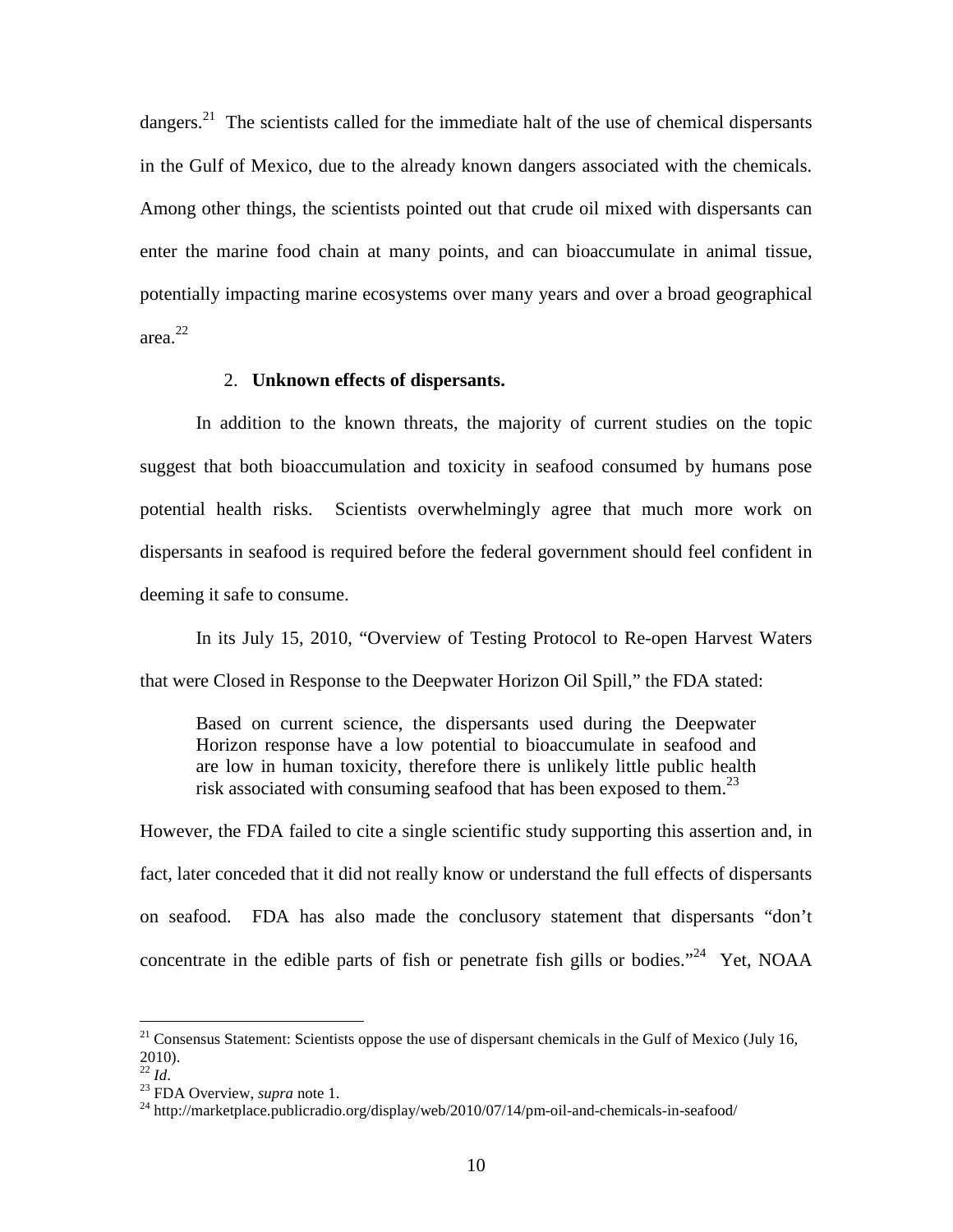dangers.[21] The scientists called for the immediate halt of the use of chemical dispersants in the Gulf of Mexico, due to the already known dangers associated with the chemicals. Among other things, the scientists pointed out that crude oil mixed with dispersants can enter the marine food chain at many points, and can bioaccumulate in animal tissue, potentially impacting marine ecosystems over many years and over a broad geographical area.[22]

2. **Unknown effects of dispersants.**

In addition to the known threats, the majority of current studies on the topic suggest that both bioaccumulation and toxicity in seafood consumed by humans pose potential health risks. Scientists overwhelmingly agree that much more work on dispersants in seafood is required before the federal government should feel confident in deeming it safe to consume.

In its July 15, 2010, "Overview of Testing Protocol to Re-open Harvest Waters that were Closed in Response to the Deepwater Horizon Oil Spill," the FDA stated:

> Based on current science, the dispersants used during the Deepwater Horizon response have a low potential to bioaccumulate in seafood and are low in human toxicity, therefore there is unlikely little public health risk associated with consuming seafood that has been exposed to them.[23]

However, the FDA failed to cite a single scientific study supporting this assertion and, in fact, later conceded that it did not really know or understand the full effects of dispersants on seafood. FDA has also made the conclusory statement that dispersants "don't concentrate in the edible parts of fish or penetrate fish gills or bodies."[24] Yet, NOAA

---

[21] Consensus Statement: Scientists oppose the use of dispersant chemicals in the Gulf of Mexico (July 16, 2010).

[22] *Id*.

[23] FDA Overview, *supra* note 1.

[24] http://marketplace.publicradio.org/display/web/2010/07/14/pm-oil-and-chemicals-in-seafood/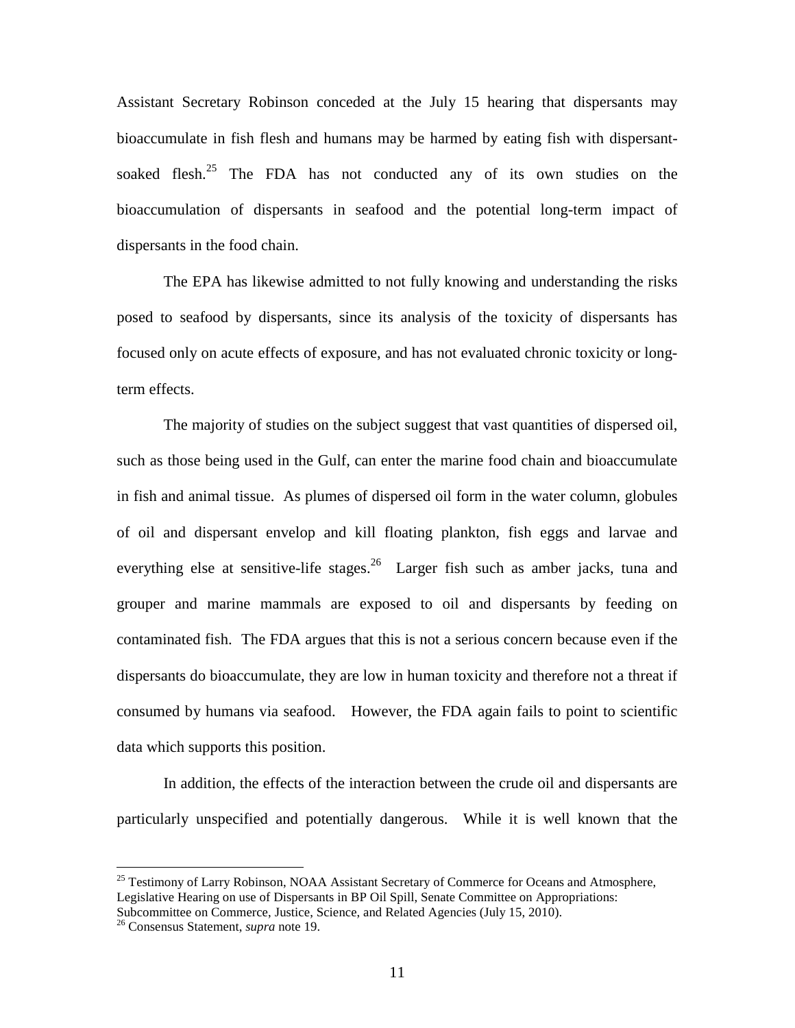Assistant Secretary Robinson conceded at the July 15 hearing that dispersants may bioaccumulate in fish flesh and humans may be harmed by eating fish with dispersant-soaked flesh.[25] The FDA has not conducted any of its own studies on the bioaccumulation of dispersants in seafood and the potential long-term impact of dispersants in the food chain.

The EPA has likewise admitted to not fully knowing and understanding the risks posed to seafood by dispersants, since its analysis of the toxicity of dispersants has focused only on acute effects of exposure, and has not evaluated chronic toxicity or long-term effects.

The majority of studies on the subject suggest that vast quantities of dispersed oil, such as those being used in the Gulf, can enter the marine food chain and bioaccumulate in fish and animal tissue. As plumes of dispersed oil form in the water column, globules of oil and dispersant envelop and kill floating plankton, fish eggs and larvae and everything else at sensitive-life stages.[26] Larger fish such as amber jacks, tuna and grouper and marine mammals are exposed to oil and dispersants by feeding on contaminated fish. The FDA argues that this is not a serious concern because even if the dispersants do bioaccumulate, they are low in human toxicity and therefore not a threat if consumed by humans via seafood. However, the FDA again fails to point to scientific data which supports this position.

In addition, the effects of the interaction between the crude oil and dispersants are particularly unspecified and potentially dangerous. While it is well known that the

---

[25] Testimony of Larry Robinson, NOAA Assistant Secretary of Commerce for Oceans and Atmosphere, Legislative Hearing on use of Dispersants in BP Oil Spill, Senate Committee on Appropriations: Subcommittee on Commerce, Justice, Science, and Related Agencies (July 15, 2010).

[26] Consensus Statement, *supra* note 19.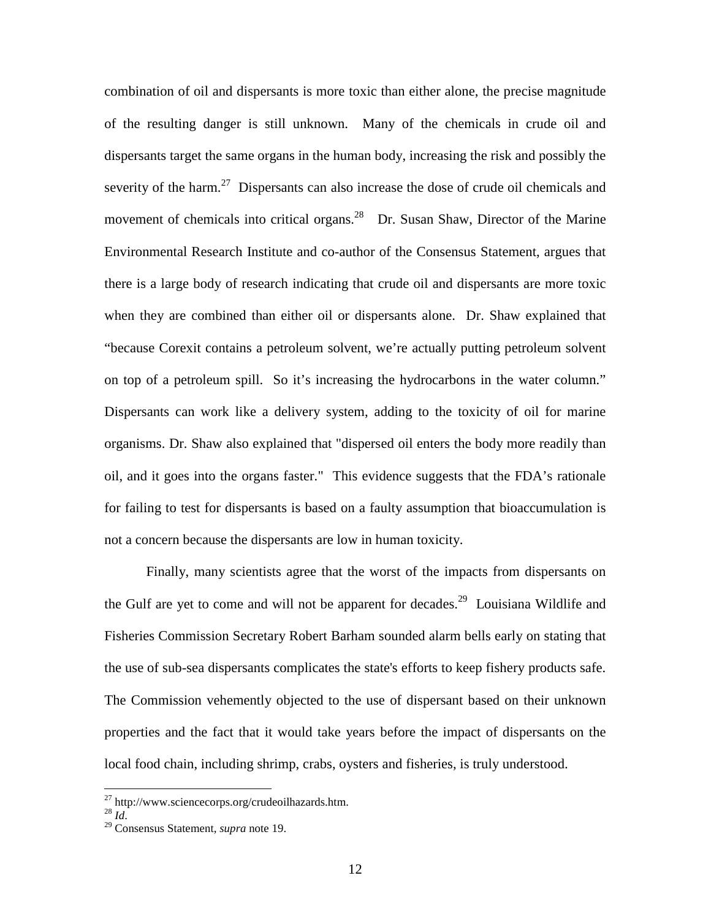combination of oil and dispersants is more toxic than either alone, the precise magnitude of the resulting danger is still unknown. Many of the chemicals in crude oil and dispersants target the same organs in the human body, increasing the risk and possibly the severity of the harm.[27] Dispersants can also increase the dose of crude oil chemicals and movement of chemicals into critical organs.[28] Dr. Susan Shaw, Director of the Marine Environmental Research Institute and co-author of the Consensus Statement, argues that there is a large body of research indicating that crude oil and dispersants are more toxic when they are combined than either oil or dispersants alone. Dr. Shaw explained that "because Corexit contains a petroleum solvent, we're actually putting petroleum solvent on top of a petroleum spill. So it's increasing the hydrocarbons in the water column." Dispersants can work like a delivery system, adding to the toxicity of oil for marine organisms. Dr. Shaw also explained that "dispersed oil enters the body more readily than oil, and it goes into the organs faster." This evidence suggests that the FDA's rationale for failing to test for dispersants is based on a faulty assumption that bioaccumulation is not a concern because the dispersants are low in human toxicity.

Finally, many scientists agree that the worst of the impacts from dispersants on the Gulf are yet to come and will not be apparent for decades.[29] Louisiana Wildlife and Fisheries Commission Secretary Robert Barham sounded alarm bells early on stating that the use of sub-sea dispersants complicates the state's efforts to keep fishery products safe. The Commission vehemently objected to the use of dispersant based on their unknown properties and the fact that it would take years before the impact of dispersants on the local food chain, including shrimp, crabs, oysters and fisheries, is truly understood.

---

[27] http://www.sciencecorps.org/crudeoilhazards.htm.

[28] *Id*.

[29] Consensus Statement, *supra* note 19.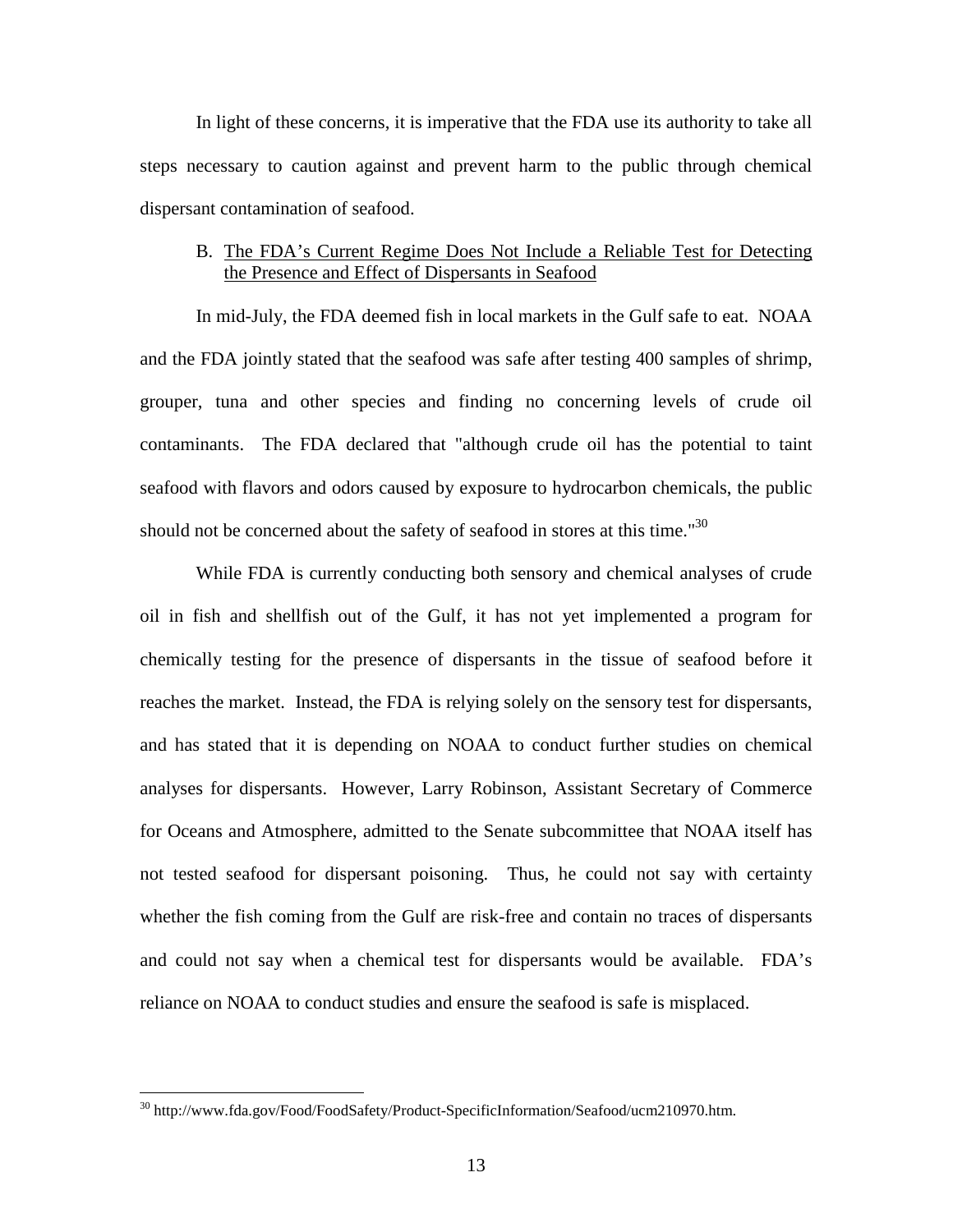In light of these concerns, it is imperative that the FDA use its authority to take all steps necessary to caution against and prevent harm to the public through chemical dispersant contamination of seafood.

### B. The FDA's Current Regime Does Not Include a Reliable Test for Detecting the Presence and Effect of Dispersants in Seafood

In mid-July, the FDA deemed fish in local markets in the Gulf safe to eat. NOAA and the FDA jointly stated that the seafood was safe after testing 400 samples of shrimp, grouper, tuna and other species and finding no concerning levels of crude oil contaminants. The FDA declared that "although crude oil has the potential to taint seafood with flavors and odors caused by exposure to hydrocarbon chemicals, the public should not be concerned about the safety of seafood in stores at this time."[30]

While FDA is currently conducting both sensory and chemical analyses of crude oil in fish and shellfish out of the Gulf, it has not yet implemented a program for chemically testing for the presence of dispersants in the tissue of seafood before it reaches the market. Instead, the FDA is relying solely on the sensory test for dispersants, and has stated that it is depending on NOAA to conduct further studies on chemical analyses for dispersants. However, Larry Robinson, Assistant Secretary of Commerce for Oceans and Atmosphere, admitted to the Senate subcommittee that NOAA itself has not tested seafood for dispersant poisoning. Thus, he could not say with certainty whether the fish coming from the Gulf are risk-free and contain no traces of dispersants and could not say when a chemical test for dispersants would be available. FDA's reliance on NOAA to conduct studies and ensure the seafood is safe is misplaced.

---

[30] http://www.fda.gov/Food/FoodSafety/Product-SpecificInformation/Seafood/ucm210970.htm.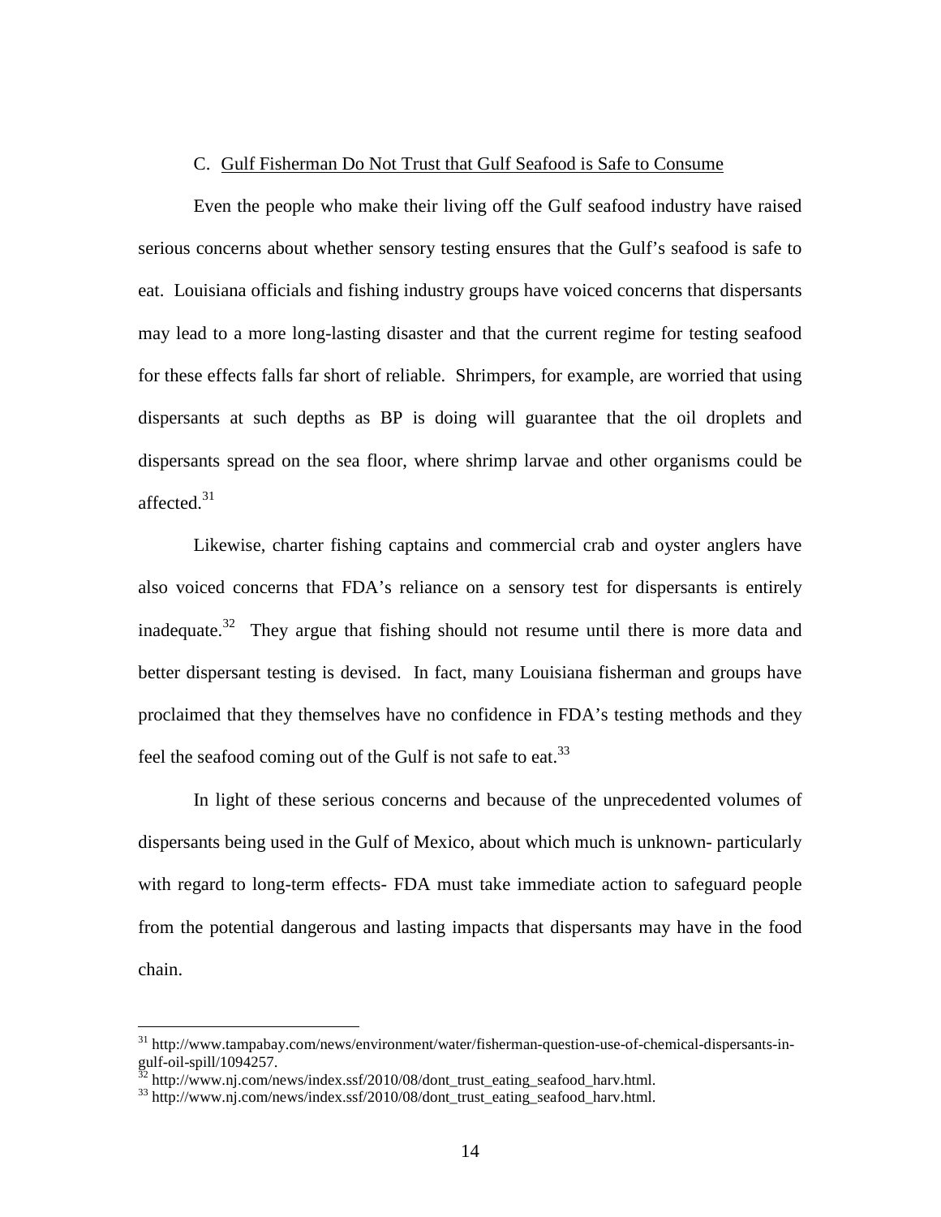### C. Gulf Fisherman Do Not Trust that Gulf Seafood is Safe to Consume

Even the people who make their living off the Gulf seafood industry have raised serious concerns about whether sensory testing ensures that the Gulf's seafood is safe to eat. Louisiana officials and fishing industry groups have voiced concerns that dispersants may lead to a more long-lasting disaster and that the current regime for testing seafood for these effects falls far short of reliable. Shrimpers, for example, are worried that using dispersants at such depths as BP is doing will guarantee that the oil droplets and dispersants spread on the sea floor, where shrimp larvae and other organisms could be affected.[31]

Likewise, charter fishing captains and commercial crab and oyster anglers have also voiced concerns that FDA's reliance on a sensory test for dispersants is entirely inadequate.[32] They argue that fishing should not resume until there is more data and better dispersant testing is devised. In fact, many Louisiana fisherman and groups have proclaimed that they themselves have no confidence in FDA's testing methods and they feel the seafood coming out of the Gulf is not safe to eat.[33]

In light of these serious concerns and because of the unprecedented volumes of dispersants being used in the Gulf of Mexico, about which much is unknown- particularly with regard to long-term effects- FDA must take immediate action to safeguard people from the potential dangerous and lasting impacts that dispersants may have in the food chain.

---

[31] http://www.tampabay.com/news/environment/water/fisherman-question-use-of-chemical-dispersants-in-gulf-oil-spill/1094257.

[32] http://www.nj.com/news/index.ssf/2010/08/dont_trust_eating_seafood_harv.html.

[33] http://www.nj.com/news/index.ssf/2010/08/dont_trust_eating_seafood_harv.html.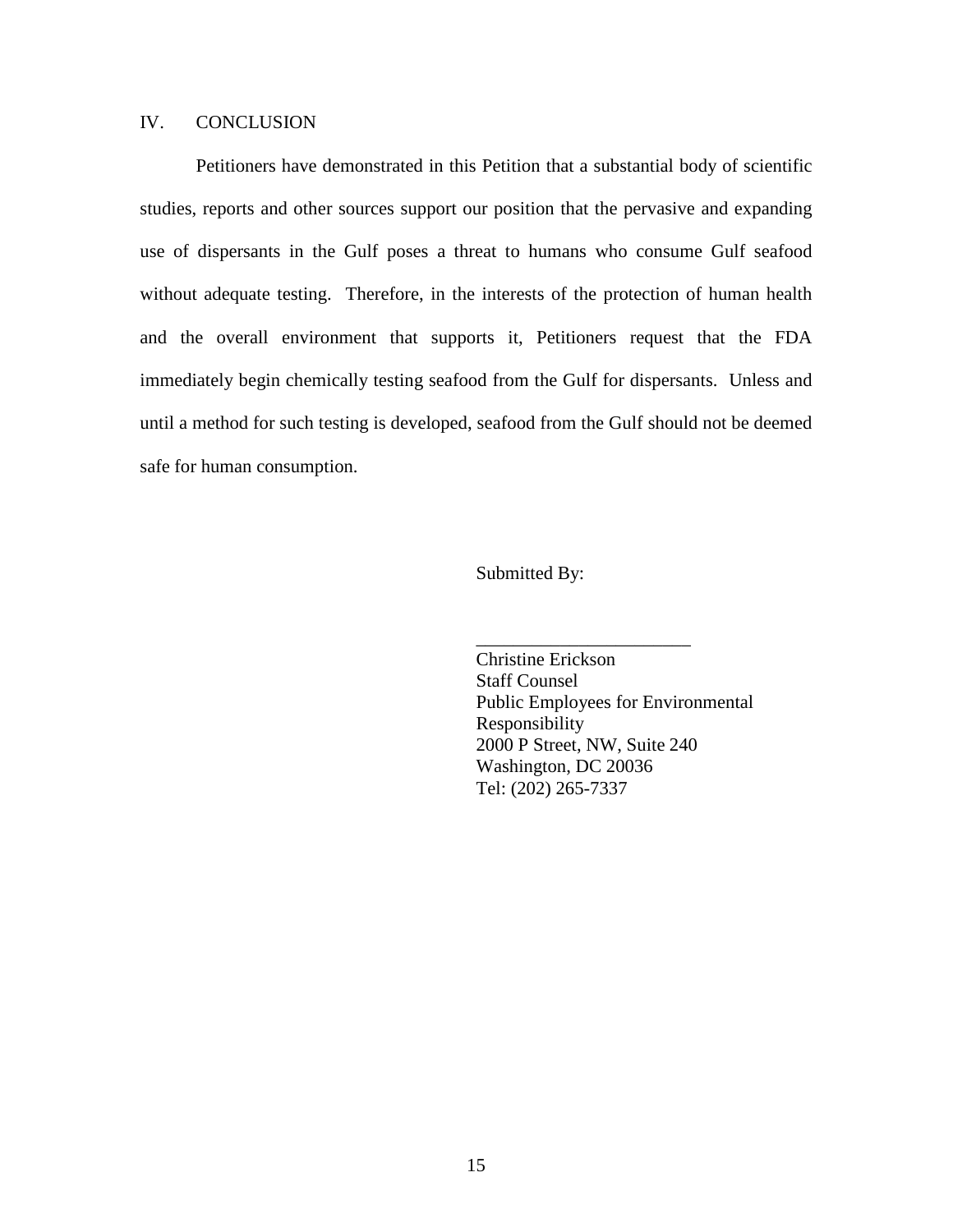## IV. CONCLUSION

Petitioners have demonstrated in this Petition that a substantial body of scientific studies, reports and other sources support our position that the pervasive and expanding use of dispersants in the Gulf poses a threat to humans who consume Gulf seafood without adequate testing. Therefore, in the interests of the protection of human health and the overall environment that supports it, Petitioners request that the FDA immediately begin chemically testing seafood from the Gulf for dispersants. Unless and until a method for such testing is developed, seafood from the Gulf should not be deemed safe for human consumption.

Submitted By:

_______________________
Christine Erickson
Staff Counsel
Public Employees for Environmental Responsibility
2000 P Street, NW, Suite 240
Washington, DC 20036
Tel: (202) 265-7337